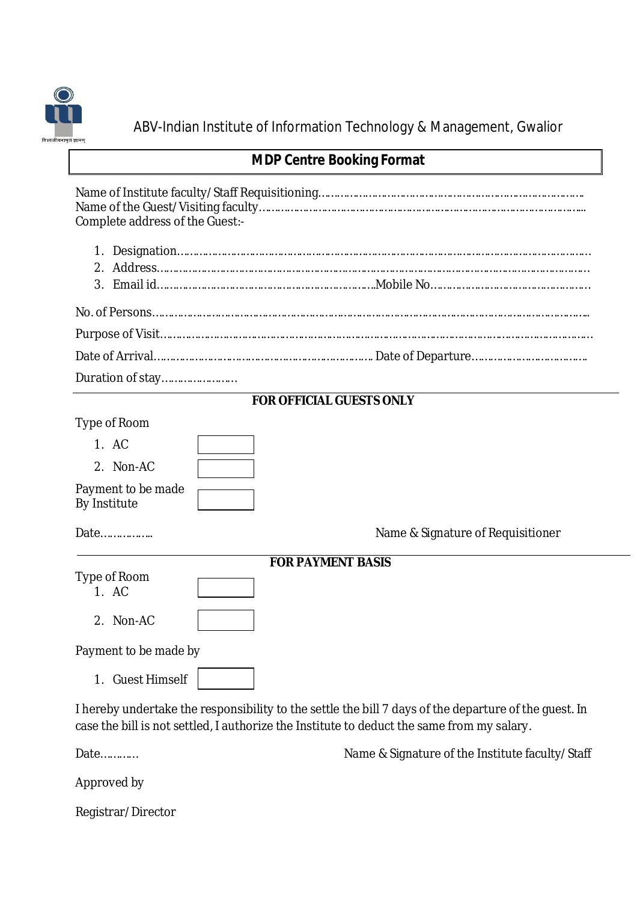ABV-Indian Institute of Information Technology & Management, Gwalior

# MDP Centre Booking Format

Name of Institute faculty/Staff Requisitioning……………………………………………………………………….
Name of the Guest/Visiting faculty………………………………………………………………………………………..
Complete address of the Guest:-

1. Designation……………………………………………………………………………………………………………
2. Address………………………………………………………………………………………………………………
3. Email id……………………………………………………………Mobile No…………………………………………

No. of Persons…………………………………………………………………………………………………………………..

Purpose of Visit…………………………………………………………………………………………………………………

Date of Arrival……………………………………………………………. Date of Departure……………………………….

Duration of stay……………………

**FOR OFFICIAL GUESTS ONLY**

Type of Room

1. AC ☐
2. Non-AC ☐

Payment to be made By Institute ☐

Date……………..

Name & Signature of Requisitioner

**FOR PAYMENT BASIS**

Type of Room

1. AC ☐
2. Non-AC ☐

Payment to be made by

1. Guest Himself ☐

I hereby undertake the responsibility to the settle the bill 7 days of the departure of the guest. In case the bill is not settled, I authorize the Institute to deduct the same from my salary.

Date…………

Name & Signature of the Institute faculty/Staff

Approved by

Registrar/Director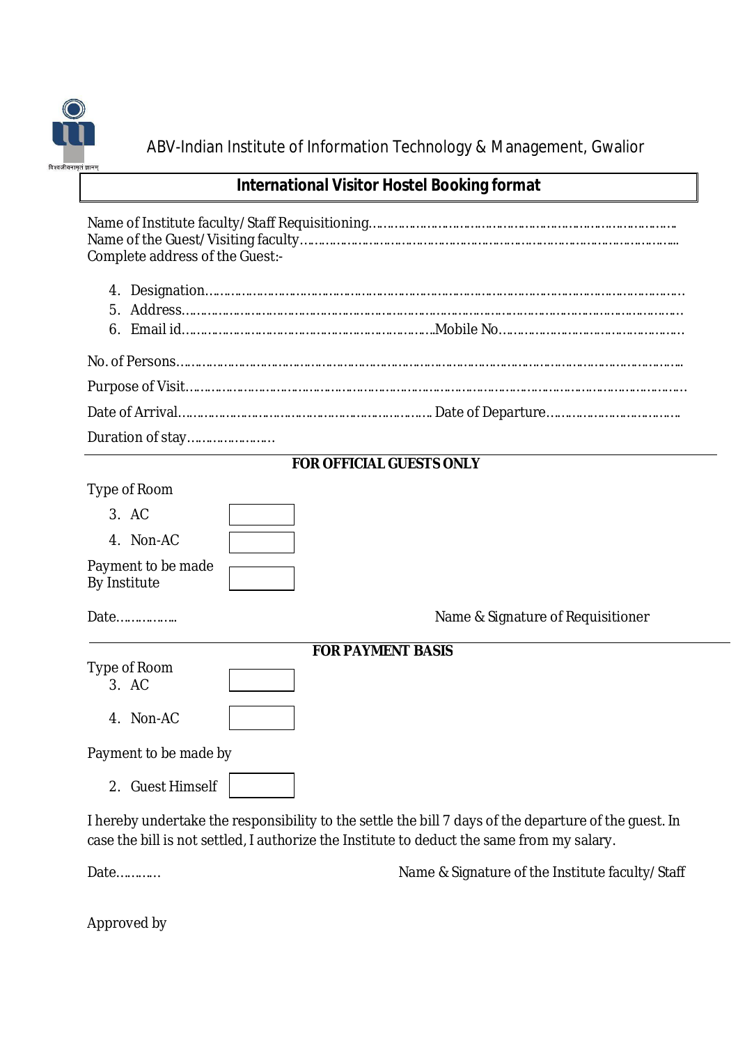ABV-Indian Institute of Information Technology & Management, Gwalior

## International Visitor Hostel Booking format

Name of Institute faculty/Staff Requisitioning……………………………………………………………………….
Name of the Guest/Visiting faculty…………………………………………………………………………………..
Complete address of the Guest:-

4. Designation……………………………………………………………………………………………………………
5. Address………………………………………………………………………………………………………………
6. Email id…………………………………………………………….Mobile No…………………………………………

No. of Persons……………………………………………………………………………………………………………..

Purpose of Visit…………………………………………………………………………………………………………….

Date of Arrival……………………………………………………………. Date of Departure……………………………….

Duration of stay……………………

**FOR OFFICIAL GUESTS ONLY**

Type of Room

3. AC ☐
4. Non-AC ☐

Payment to be made By Institute ☐

Date……………..                                        Name & Signature of Requisitioner

**FOR PAYMENT BASIS**

Type of Room

3. AC ☐
4. Non-AC ☐

Payment to be made by

2. Guest Himself ☐

I hereby undertake the responsibility to the settle the bill 7 days of the departure of the guest. In case the bill is not settled, I authorize the Institute to deduct the same from my salary.

Date…………                                        Name & Signature of the Institute faculty/Staff

Approved by